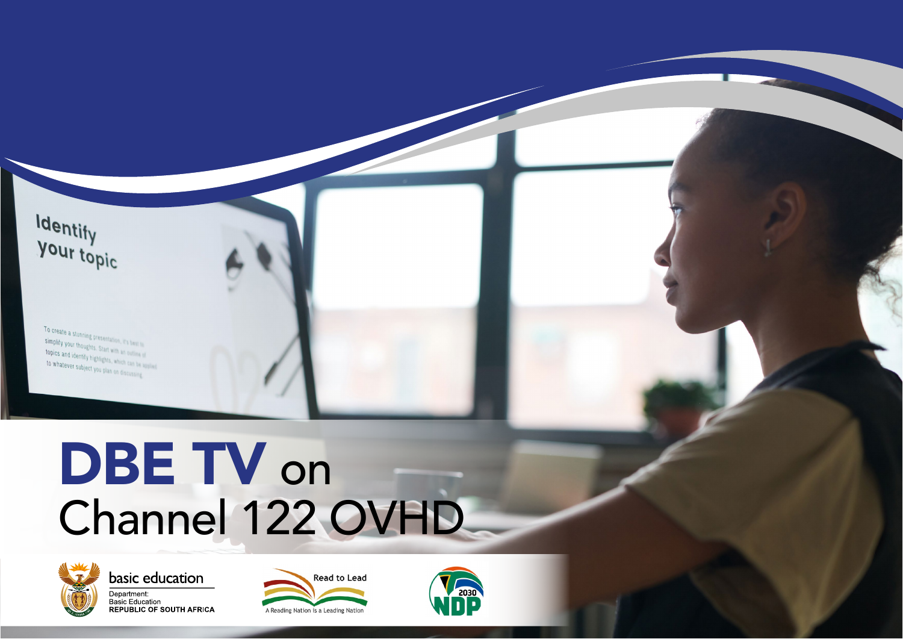# DBE TV on Channel 122 OVHD

basic education

Department:
Basic Education
REPUBLIC OF SOUTH AFRICA

Read to Lead
A Reading Nation is a Leading Nation

2030 NDP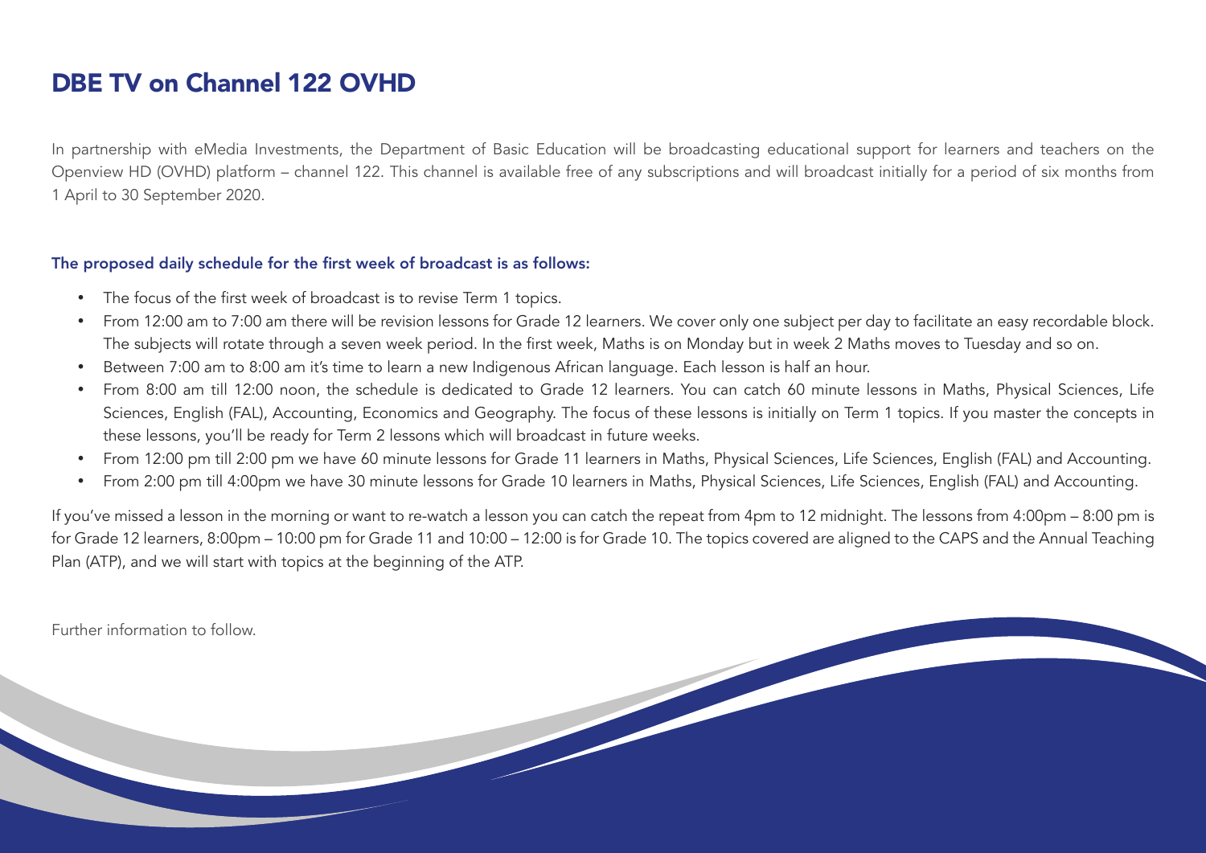# DBE TV on Channel 122 OVHD

In partnership with eMedia Investments, the Department of Basic Education will be broadcasting educational support for learners and teachers on the Openview HD (OVHD) platform – channel 122. This channel is available free of any subscriptions and will broadcast initially for a period of six months from 1 April to 30 September 2020.

### The proposed daily schedule for the first week of broadcast is as follows:

- The focus of the first week of broadcast is to revise Term 1 topics.
- From 12:00 am to 7:00 am there will be revision lessons for Grade 12 learners. We cover only one subject per day to facilitate an easy recordable block. The subjects will rotate through a seven week period. In the first week, Maths is on Monday but in week 2 Maths moves to Tuesday and so on.
- Between 7:00 am to 8:00 am it's time to learn a new Indigenous African language. Each lesson is half an hour.
- From 8:00 am till 12:00 noon, the schedule is dedicated to Grade 12 learners. You can catch 60 minute lessons in Maths, Physical Sciences, Life Sciences, English (FAL), Accounting, Economics and Geography. The focus of these lessons is initially on Term 1 topics. If you master the concepts in these lessons, you'll be ready for Term 2 lessons which will broadcast in future weeks.
- From 12:00 pm till 2:00 pm we have 60 minute lessons for Grade 11 learners in Maths, Physical Sciences, Life Sciences, English (FAL) and Accounting.
- From 2:00 pm till 4:00pm we have 30 minute lessons for Grade 10 learners in Maths, Physical Sciences, Life Sciences, English (FAL) and Accounting.

If you've missed a lesson in the morning or want to re-watch a lesson you can catch the repeat from 4pm to 12 midnight. The lessons from 4:00pm – 8:00 pm is for Grade 12 learners, 8:00pm – 10:00 pm for Grade 11 and 10:00 – 12:00 is for Grade 10. The topics covered are aligned to the CAPS and the Annual Teaching Plan (ATP), and we will start with topics at the beginning of the ATP.

Further information to follow.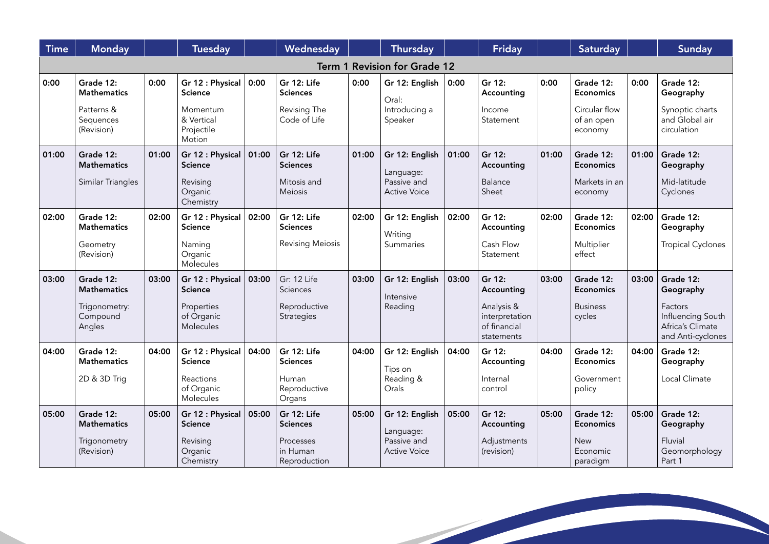| Time | Monday | | Tuesday | | Wednesday | | Thursday | | Friday | | Saturday | | Sunday |
|---|---|---|---|---|---|---|---|---|---|---|---|---|---|
| **Term 1 Revision for Grade 12** | | | | | | | | | | | | | |
| 0:00 | **Grade 12: Mathematics** Patterns & Sequences (Revision) | 0:00 | **Gr 12 : Physical Science** Momentum & Vertical Projectile Motion | 0:00 | **Gr 12: Life Sciences** Revising The Code of Life | 0:00 | **Gr 12: English** Oral: Introducing a Speaker | 0:00 | **Gr 12: Accounting** Income Statement | 0:00 | **Grade 12: Economics** Circular flow of an open economy | 0:00 | **Grade 12: Geography** Synoptic charts and Global air circulation |
| 01:00 | **Grade 12: Mathematics** Similar Triangles | 01:00 | **Gr 12 : Physical Science** Revising Organic Chemistry | 01:00 | **Gr 12: Life Sciences** Mitosis and Meiosis | 01:00 | **Gr 12: English** Language: Passive and Active Voice | 01:00 | **Gr 12: Accounting** Balance Sheet | 01:00 | **Grade 12: Economics** Markets in an economy | 01:00 | **Grade 12: Geography** Mid-latitude Cyclones |
| 02:00 | **Grade 12: Mathematics** Geometry (Revision) | 02:00 | **Gr 12 : Physical Science** Naming Organic Molecules | 02:00 | **Gr 12: Life Sciences** Revising Meiosis | 02:00 | **Gr 12: English** Writing Summaries | 02:00 | **Gr 12: Accounting** Cash Flow Statement | 02:00 | **Grade 12: Economics** Multiplier effect | 02:00 | **Grade 12: Geography** Tropical Cyclones |
| 03:00 | **Grade 12: Mathematics** Trigonometry: Compound Angles | 03:00 | **Gr 12 : Physical Science** Properties of Organic Molecules | 03:00 | Gr: 12 Life Sciences Reproductive Strategies | 03:00 | **Gr 12: English** Intensive Reading | 03:00 | **Gr 12: Accounting** Analysis & interpretation of financial statements | 03:00 | **Grade 12: Economics** Business cycles | 03:00 | **Grade 12: Geography** Factors Influencing South Africa's Climate and Anti-cyclones |
| 04:00 | **Grade 12: Mathematics** 2D & 3D Trig | 04:00 | **Gr 12 : Physical Science** Reactions of Organic Molecules | 04:00 | **Gr 12: Life Sciences** Human Reproductive Organs | 04:00 | **Gr 12: English** Tips on Reading & Orals | 04:00 | **Gr 12: Accounting** Internal control | 04:00 | **Grade 12: Economics** Government policy | 04:00 | **Grade 12: Geography** Local Climate |
| 05:00 | **Grade 12: Mathematics** Trigonometry (Revision) | 05:00 | **Gr 12 : Physical Science** Revising Organic Chemistry | 05:00 | **Gr 12: Life Sciences** Processes in Human Reproduction | 05:00 | **Gr 12: English** Language: Passive and Active Voice | 05:00 | **Gr 12: Accounting** Adjustments (revision) | 05:00 | **Grade 12: Economics** New Economic paradigm | 05:00 | **Grade 12: Geography** Fluvial Geomorphology Part 1 |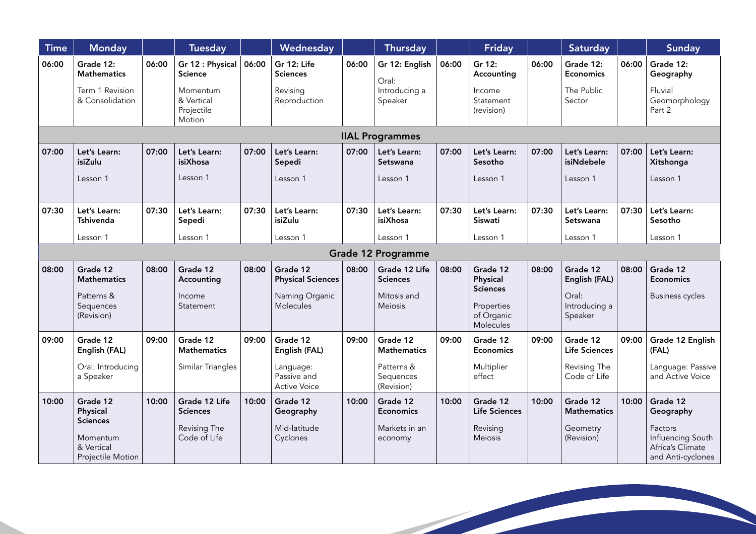| Time | Monday | | Tuesday | | Wednesday | | Thursday | | Friday | | Saturday | | Sunday |
|---|---|---|---|---|---|---|---|---|---|---|---|---|---|
| 06:00 | **Grade 12: Mathematics** Term 1 Revision & Consolidation | 06:00 | **Gr 12 : Physical Science** Momentum & Vertical Projectile Motion | 06:00 | **Gr 12: Life Sciences** Revising Reproduction | 06:00 | **Gr 12: English** Oral: Introducing a Speaker | 06:00 | **Gr 12: Accounting** Income Statement (revision) | 06:00 | **Grade 12: Economics** The Public Sector | 06:00 | **Grade 12: Geography** Fluvial Geomorphology Part 2 |
| **IIAL Programmes** | | | | | | | | | | | | | |
| 07:00 | **Let's Learn: isiZulu** Lesson 1 | 07:00 | **Let's Learn: isiXhosa** Lesson 1 | 07:00 | **Let's Learn: Sepedi** Lesson 1 | 07:00 | **Let's Learn: Setswana** Lesson 1 | 07:00 | **Let's Learn: Sesotho** Lesson 1 | 07:00 | **Let's Learn: isiNdebele** Lesson 1 | 07:00 | **Let's Learn: Xitshonga** Lesson 1 |
| 07:30 | **Let's Learn: Tshivenda** Lesson 1 | 07:30 | **Let's Learn: Sepedi** Lesson 1 | 07:30 | **Let's Learn: isiZulu** Lesson 1 | 07:30 | **Let's Learn: isiXhosa** Lesson 1 | 07:30 | **Let's Learn: Siswati** Lesson 1 | 07:30 | **Let's Learn: Setswana** Lesson 1 | 07:30 | **Let's Learn: Sesotho** Lesson 1 |
| **Grade 12 Programme** | | | | | | | | | | | | | |
| 08:00 | **Grade 12 Mathematics** Patterns & Sequences (Revision) | 08:00 | **Grade 12 Accounting** Income Statement | 08:00 | **Grade 12 Physical Sciences** Naming Organic Molecules | 08:00 | **Grade 12 Life Sciences** Mitosis and Meiosis | 08:00 | **Grade 12 Physical Sciences** Properties of Organic Molecules | 08:00 | **Grade 12 English (FAL)** Oral: Introducing a Speaker | 08:00 | **Grade 12 Economics** Business cycles |
| 09:00 | **Grade 12 English (FAL)** Oral: Introducing a Speaker | 09:00 | **Grade 12 Mathematics** Similar Triangles | 09:00 | **Grade 12 English (FAL)** Language: Passive and Active Voice | 09:00 | **Grade 12 Mathematics** Patterns & Sequences (Revision) | 09:00 | **Grade 12 Economics** Multiplier effect | 09:00 | **Grade 12 Life Sciences** Revising The Code of Life | 09:00 | **Grade 12 English (FAL)** Language: Passive and Active Voice |
| 10:00 | **Grade 12 Physical Sciences** Momentum & Vertical Projectile Motion | 10:00 | **Grade 12 Life Sciences** Revising The Code of Life | 10:00 | **Grade 12 Geography** Mid-latitude Cyclones | 10:00 | **Grade 12 Economics** Markets in an economy | 10:00 | **Grade 12 Life Sciences** Revising Meiosis | 10:00 | **Grade 12 Mathematics** Geometry (Revision) | 10:00 | **Grade 12 Geography** Factors Influencing South Africa's Climate and Anti-cyclones |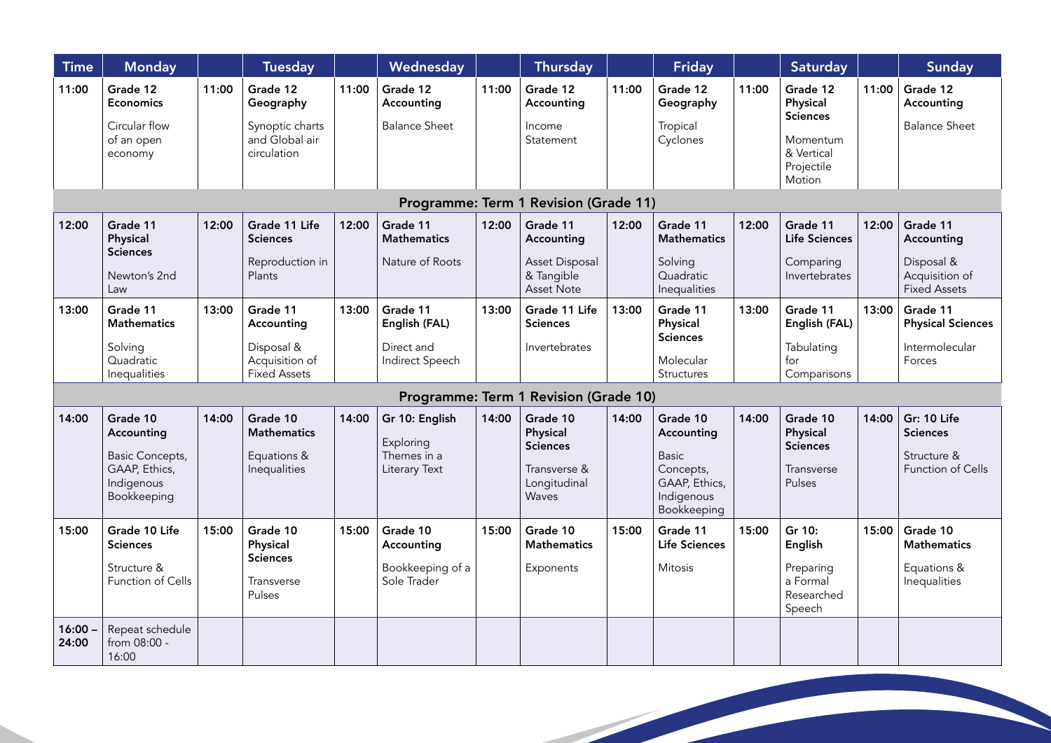| Time | Monday | | Tuesday | | Wednesday | | Thursday | | Friday | | Saturday | | Sunday |
|---|---|---|---|---|---|---|---|---|---|---|---|---|---|
| 11:00 | **Grade 12 Economics** Circular flow of an open economy | 11:00 | **Grade 12 Geography** Synoptic charts and Global air circulation | 11:00 | **Grade 12 Accounting** Balance Sheet | 11:00 | **Grade 12 Accounting** Income Statement | 11:00 | **Grade 12 Geography** Tropical Cyclones | 11:00 | **Grade 12 Physical Sciences** Momentum & Vertical Projectile Motion | 11:00 | **Grade 12 Accounting** Balance Sheet |
| **Programme: Term 1 Revision (Grade 11)** | | | | | | | | | | | | | |
| 12:00 | **Grade 11 Physical Sciences** Newton's 2nd Law | 12:00 | **Grade 11 Life Sciences** Reproduction in Plants | 12:00 | **Grade 11 Mathematics** Nature of Roots | 12:00 | **Grade 11 Accounting** Asset Disposal & Tangible Asset Note | 12:00 | **Grade 11 Mathematics** Solving Quadratic Inequalities | 12:00 | **Grade 11 Life Sciences** Comparing Invertebrates | 12:00 | **Grade 11 Accounting** Disposal & Acquisition of Fixed Assets |
| 13:00 | **Grade 11 Mathematics** Solving Quadratic Inequalities | 13:00 | **Grade 11 Accounting** Disposal & Acquisition of Fixed Assets | 13:00 | **Grade 11 English (FAL)** Direct and Indirect Speech | 13:00 | **Grade 11 Life Sciences** Invertebrates | 13:00 | **Grade 11 Physical Sciences** Molecular Structures | 13:00 | **Grade 11 English (FAL)** Tabulating for Comparisons | 13:00 | **Grade 11 Physical Sciences** Intermolecular Forces |
| **Programme: Term 1 Revision (Grade 10)** | | | | | | | | | | | | | |
| 14:00 | **Grade 10 Accounting** Basic Concepts, GAAP, Ethics, Indigenous Bookkeeping | 14:00 | **Grade 10 Mathematics** Equations & Inequalities | 14:00 | **Gr 10: English** Exploring Themes in a Literary Text | 14:00 | **Grade 10 Physical Sciences** Transverse & Longitudinal Waves | 14:00 | **Grade 10 Accounting** Basic Concepts, GAAP, Ethics, Indigenous Bookkeeping | 14:00 | **Grade 10 Physical Sciences** Transverse Pulses | 14:00 | **Gr: 10 Life Sciences** Structure & Function of Cells |
| 15:00 | **Grade 10 Life Sciences** Structure & Function of Cells | 15:00 | **Grade 10 Physical Sciences** Transverse Pulses | 15:00 | **Grade 10 Accounting** Bookkeeping of a Sole Trader | 15:00 | **Grade 10 Mathematics** Exponents | 15:00 | **Grade 11 Life Sciences** Mitosis | 15:00 | **Gr 10: English** Preparing a Formal Researched Speech | 15:00 | **Grade 10 Mathematics** Equations & Inequalities |
| 16:00 – 24:00 | Repeat schedule from 08:00 - 16:00 | | | | | | | | | | | | |